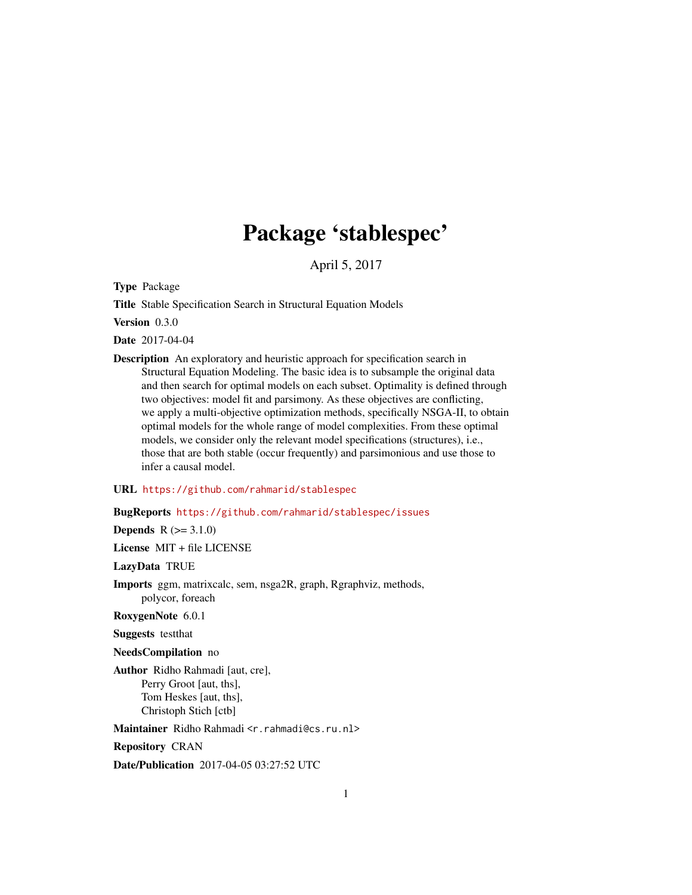# Package 'stablespec'

April 5, 2017

**Type** Package

**Title** Stable Specification Search in Structural Equation Models

**Version** 0.3.0

**Date** 2017-04-04

**Description** An exploratory and heuristic approach for specification search in Structural Equation Modeling. The basic idea is to subsample the original data and then search for optimal models on each subset. Optimality is defined through two objectives: model fit and parsimony. As these objectives are conflicting, we apply a multi-objective optimization methods, specifically NSGA-II, to obtain optimal models for the whole range of model complexities. From these optimal models, we consider only the relevant model specifications (structures), i.e., those that are both stable (occur frequently) and parsimonious and use those to infer a causal model.

**URL** https://github.com/rahmarid/stablespec

**BugReports** https://github.com/rahmarid/stablespec/issues

**Depends** R (>= 3.1.0)

**License** MIT + file LICENSE

**LazyData** TRUE

**Imports** ggm, matrixcalc, sem, nsga2R, graph, Rgraphviz, methods, polycor, foreach

**RoxygenNote** 6.0.1

**Suggests** testthat

**NeedsCompilation** no

**Author** Ridho Rahmadi [aut, cre], Perry Groot [aut, ths], Tom Heskes [aut, ths], Christoph Stich [ctb]

**Maintainer** Ridho Rahmadi <r.rahmadi@cs.ru.nl>

**Repository** CRAN

**Date/Publication** 2017-04-05 03:27:52 UTC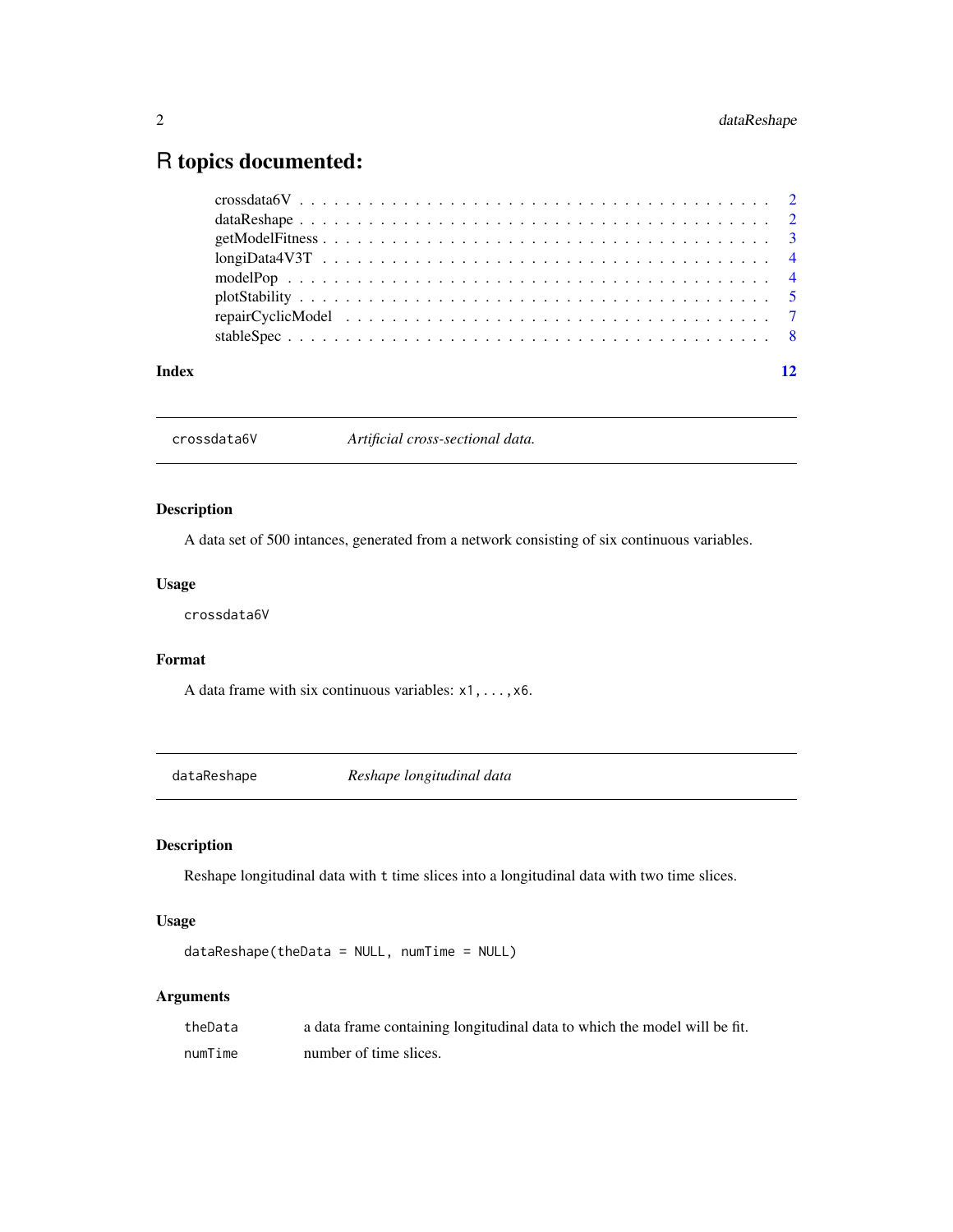# R topics documented:

- crossdata6V . . . . . . . . . . . . . . . . . . . . . . . . . . . . . . . . . . . . . . . 2
- dataReshape . . . . . . . . . . . . . . . . . . . . . . . . . . . . . . . . . . . . . . . 2
- getModelFitness . . . . . . . . . . . . . . . . . . . . . . . . . . . . . . . . . . . . . 3
- longiData4V3T . . . . . . . . . . . . . . . . . . . . . . . . . . . . . . . . . . . . . 4
- modelPop . . . . . . . . . . . . . . . . . . . . . . . . . . . . . . . . . . . . . . . . 4
- plotStability . . . . . . . . . . . . . . . . . . . . . . . . . . . . . . . . . . . . . . . 5
- repairCyclicModel . . . . . . . . . . . . . . . . . . . . . . . . . . . . . . . . . . . 7
- stableSpec . . . . . . . . . . . . . . . . . . . . . . . . . . . . . . . . . . . . . . . 8

**Index** 12

---

## crossdata6V — *Artificial cross-sectional data.*

### Description

A data set of 500 intances, generated from a network consisting of six continuous variables.

### Usage

```
crossdata6V
```

### Format

A data frame with six continuous variables: `x1,...,x6`.

---

## dataReshape — *Reshape longitudinal data*

### Description

Reshape longitudinal data with `t` time slices into a longitudinal data with two time slices.

### Usage

```
dataReshape(theData = NULL, numTime = NULL)
```

### Arguments

| | |
|---|---|
| `theData` | a data frame containing longitudinal data to which the model will be fit. |
| `numTime` | number of time slices. |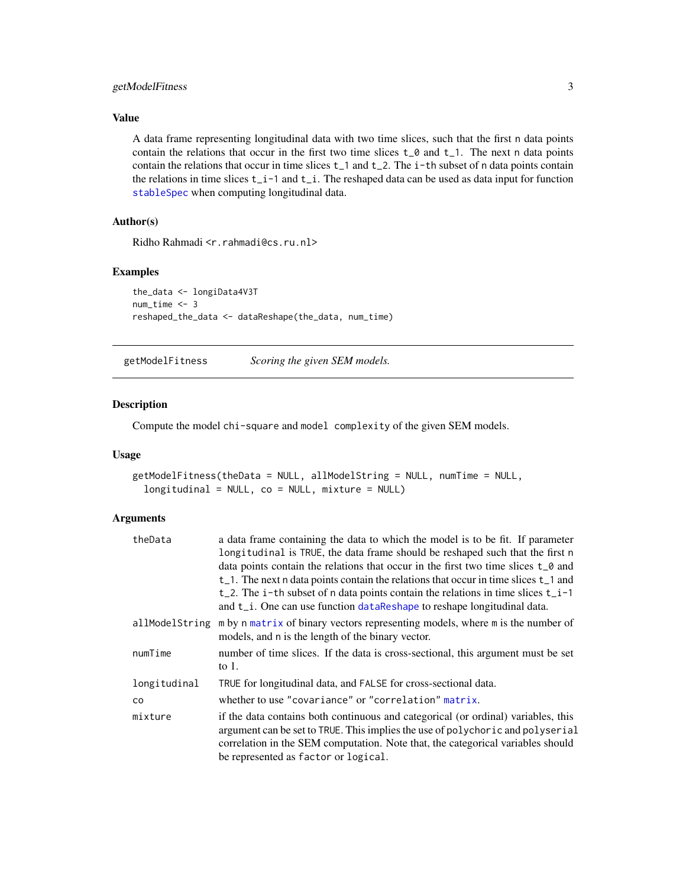### Value

A data frame representing longitudinal data with two time slices, such that the first `n` data points contain the relations that occur in the first two time slices `t_0` and `t_1`. The next `n` data points contain the relations that occur in time slices `t_1` and `t_2`. The `i-th` subset of `n` data points contain the relations in time slices `t_i-1` and `t_i`. The reshaped data can be used as data input for function `stableSpec` when computing longitudinal data.

### Author(s)

Ridho Rahmadi <r.rahmadi@cs.ru.nl>

### Examples

```
the_data <- longiData4V3T
num_time <- 3
reshaped_the_data <- dataReshape(the_data, num_time)
```

---

## getModelFitness — *Scoring the given SEM models.*

---

### Description

Compute the model `chi-square` and `model complexity` of the given SEM models.

### Usage

```
getModelFitness(theData = NULL, allModelString = NULL, numTime = NULL,
  longitudinal = NULL, co = NULL, mixture = NULL)
```

### Arguments

| | |
|---|---|
| `theData` | a data frame containing the data to which the model is to be fit. If parameter `longitudinal` is `TRUE`, the data frame should be reshaped such that the first `n` data points contain the relations that occur in the first two time slices `t_0` and `t_1`. The next `n` data points contain the relations that occur in time slices `t_1` and `t_2`. The `i-th` subset of `n` data points contain the relations in time slices `t_i-1` and `t_i`. One can use function `dataReshape` to reshape longitudinal data. |
| `allModelString` | `m` by `n` `matrix` of binary vectors representing models, where `m` is the number of models, and `n` is the length of the binary vector. |
| `numTime` | number of time slices. If the data is cross-sectional, this argument must be set to 1. |
| `longitudinal` | `TRUE` for longitudinal data, and `FALSE` for cross-sectional data. |
| `co` | whether to use `"covariance"` or `"correlation"` `matrix`. |
| `mixture` | if the data contains both continuous and categorical (or ordinal) variables, this argument can be set to `TRUE`. This implies the use of `polychoric` and `polyserial` correlation in the SEM computation. Note that, the categorical variables should be represented as `factor` or `logical`. |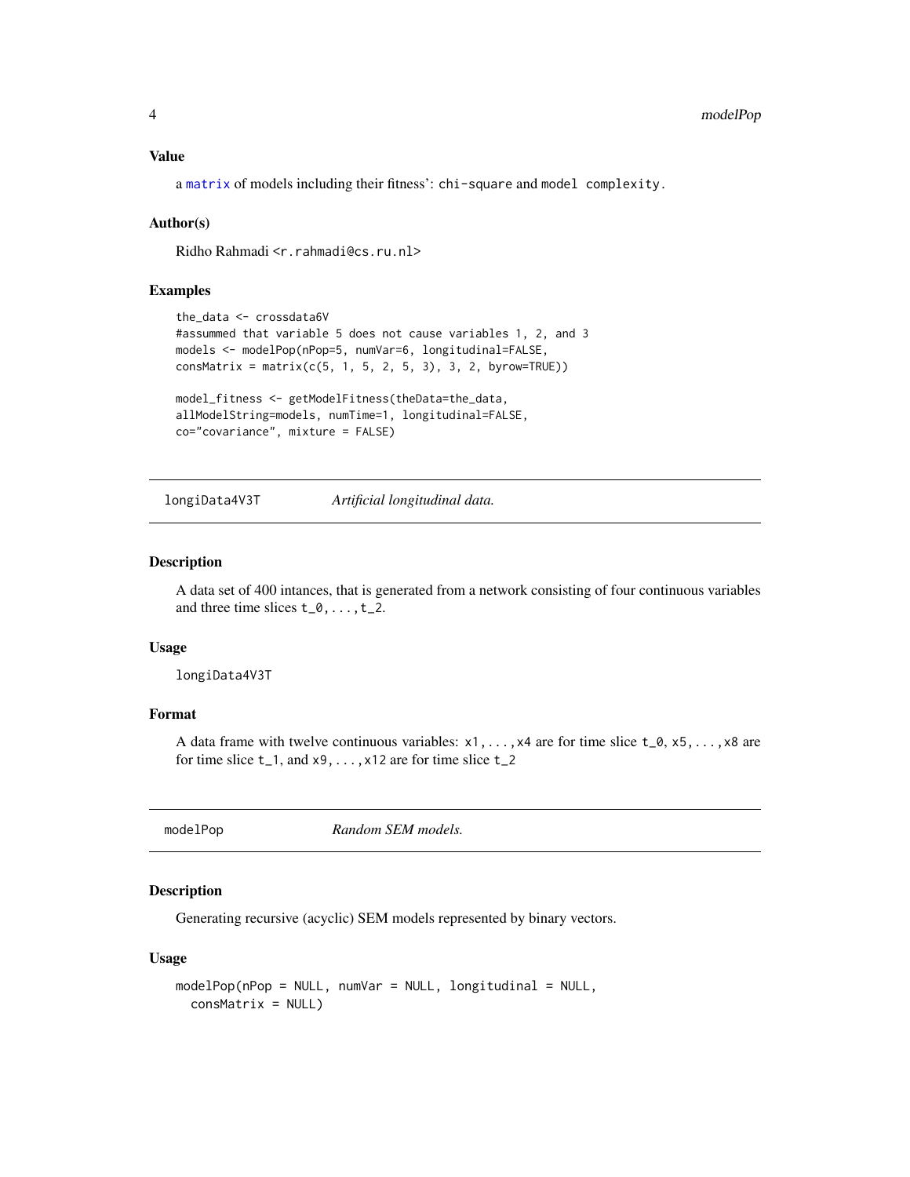### Value

a `matrix` of models including their fitness': `chi-square` and `model complexity`.

### Author(s)

Ridho Rahmadi <r.rahmadi@cs.ru.nl>

### Examples

```
the_data <- crossdata6V
#assummed that variable 5 does not cause variables 1, 2, and 3
models <- modelPop(nPop=5, numVar=6, longitudinal=FALSE,
consMatrix = matrix(c(5, 1, 5, 2, 5, 3), 3, 2, byrow=TRUE))

model_fitness <- getModelFitness(theData=the_data,
allModelString=models, numTime=1, longitudinal=FALSE,
co="covariance", mixture = FALSE)
```

---

## longiData4V3T    *Artificial longitudinal data.*

### Description

A data set of 400 intances, that is generated from a network consisting of four continuous variables and three time slices `t_0,...,t_2`.

### Usage

```
longiData4V3T
```

### Format

A data frame with twelve continuous variables: `x1,...,x4` are for time slice `t_0`, `x5,...,x8` are for time slice `t_1`, and `x9,...,x12` are for time slice `t_2`

---

## modelPop    *Random SEM models.*

### Description

Generating recursive (acyclic) SEM models represented by binary vectors.

### Usage

```
modelPop(nPop = NULL, numVar = NULL, longitudinal = NULL,
  consMatrix = NULL)
```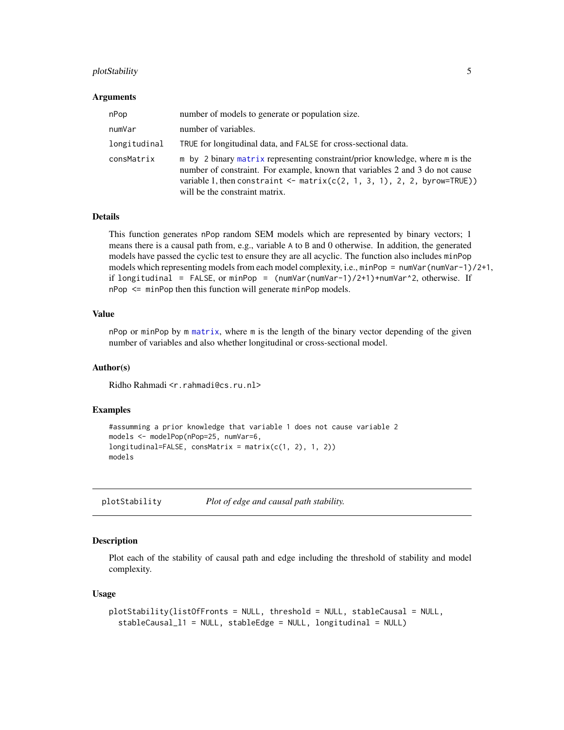### Arguments

| | |
|---|---|
| nPop | number of models to generate or population size. |
| numVar | number of variables. |
| longitudinal | TRUE for longitudinal data, and FALSE for cross-sectional data. |
| consMatrix | m by 2 binary matrix representing constraint/prior knowledge, where m is the number of constraint. For example, known that variables 2 and 3 do not cause variable 1, then `constraint <- matrix(c(2, 1, 3, 1), 2, 2, byrow=TRUE))` will be the constraint matrix. |

### Details

This function generates nPop random SEM models which are represented by binary vectors; 1 means there is a causal path from, e.g., variable A to B and 0 otherwise. In addition, the generated models have passed the cyclic test to ensure they are all acyclic. The function also includes minPop models which representing models from each model complexity, i.e., `minPop = numVar(numVar-1)/2+1`, if `longitudinal = FALSE`, or `minPop = (numVar(numVar-1)/2+1)+numVar^2`, otherwise. If `nPop <= minPop` then this function will generate minPop models.

### Value

nPop or minPop by m matrix, where m is the length of the binary vector depending of the given number of variables and also whether longitudinal or cross-sectional model.

### Author(s)

Ridho Rahmadi <r.rahmadi@cs.ru.nl>

### Examples

```
#assumming a prior knowledge that variable 1 does not cause variable 2
models <- modelPop(nPop=25, numVar=6,
longitudinal=FALSE, consMatrix = matrix(c(1, 2), 1, 2))
models
```

---

## plotStability    *Plot of edge and causal path stability.*

---

### Description

Plot each of the stability of causal path and edge including the threshold of stability and model complexity.

### Usage

```
plotStability(listOfFronts = NULL, threshold = NULL, stableCausal = NULL,
  stableCausal_l1 = NULL, stableEdge = NULL, longitudinal = NULL)
```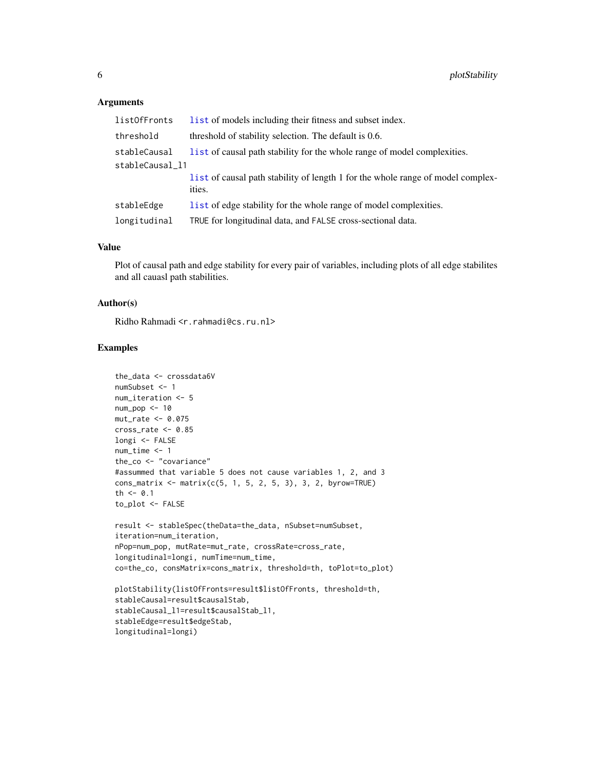### Arguments

| | |
|---|---|
| `listOfFronts` | `list` of models including their fitness and subset index. |
| `threshold` | threshold of stability selection. The default is 0.6. |
| `stableCausal` | `list` of causal path stability for the whole range of model complexities. |
| `stableCausal_l1` | `list` of causal path stability of length 1 for the whole range of model complexities. |
| `stableEdge` | `list` of edge stability for the whole range of model complexities. |
| `longitudinal` | `TRUE` for longitudinal data, and `FALSE` cross-sectional data. |

### Value

Plot of causal path and edge stability for every pair of variables, including plots of all edge stabilites and all cauasl path stabilities.

### Author(s)

Ridho Rahmadi <r.rahmadi@cs.ru.nl>

### Examples

```
the_data <- crossdata6V
numSubset <- 1
num_iteration <- 5
num_pop <- 10
mut_rate <- 0.075
cross_rate <- 0.85
longi <- FALSE
num_time <- 1
the_co <- "covariance"
#assummed that variable 5 does not cause variables 1, 2, and 3
cons_matrix <- matrix(c(5, 1, 5, 2, 5, 3), 3, 2, byrow=TRUE)
th <- 0.1
to_plot <- FALSE

result <- stableSpec(theData=the_data, nSubset=numSubset,
iteration=num_iteration,
nPop=num_pop, mutRate=mut_rate, crossRate=cross_rate,
longitudinal=longi, numTime=num_time,
co=the_co, consMatrix=cons_matrix, threshold=th, toPlot=to_plot)

plotStability(listOfFronts=result$listOfFronts, threshold=th,
stableCausal=result$causalStab,
stableCausal_l1=result$causalStab_l1,
stableEdge=result$edgeStab,
longitudinal=longi)
```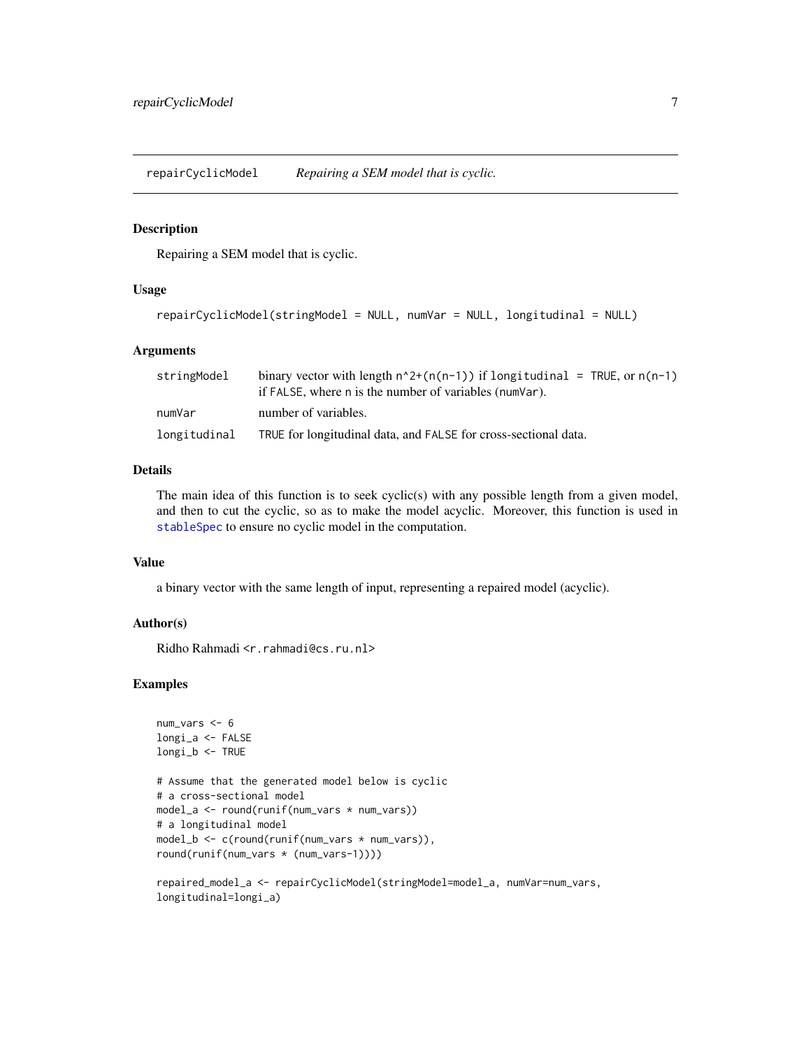## repairCyclicModel — *Repairing a SEM model that is cyclic.*

### Description

Repairing a SEM model that is cyclic.

### Usage

```
repairCyclicModel(stringModel = NULL, numVar = NULL, longitudinal = NULL)
```

### Arguments

| | |
|---|---|
| stringModel | binary vector with length `n^2+(n(n-1))` if `longitudinal = TRUE`, or `n(n-1)` if `FALSE`, where `n` is the number of variables (`numVar`). |
| numVar | number of variables. |
| longitudinal | `TRUE` for longitudinal data, and `FALSE` for cross-sectional data. |

### Details

The main idea of this function is to seek cyclic(s) with any possible length from a given model, and then to cut the cyclic, so as to make the model acyclic. Moreover, this function is used in `stableSpec` to ensure no cyclic model in the computation.

### Value

a binary vector with the same length of input, representing a repaired model (acyclic).

### Author(s)

Ridho Rahmadi <r.rahmadi@cs.ru.nl>

### Examples

```
num_vars <- 6
longi_a <- FALSE
longi_b <- TRUE

# Assume that the generated model below is cyclic
# a cross-sectional model
model_a <- round(runif(num_vars * num_vars))
# a longitudinal model
model_b <- c(round(runif(num_vars * num_vars)),
round(runif(num_vars * (num_vars-1))))

repaired_model_a <- repairCyclicModel(stringModel=model_a, numVar=num_vars,
longitudinal=longi_a)
```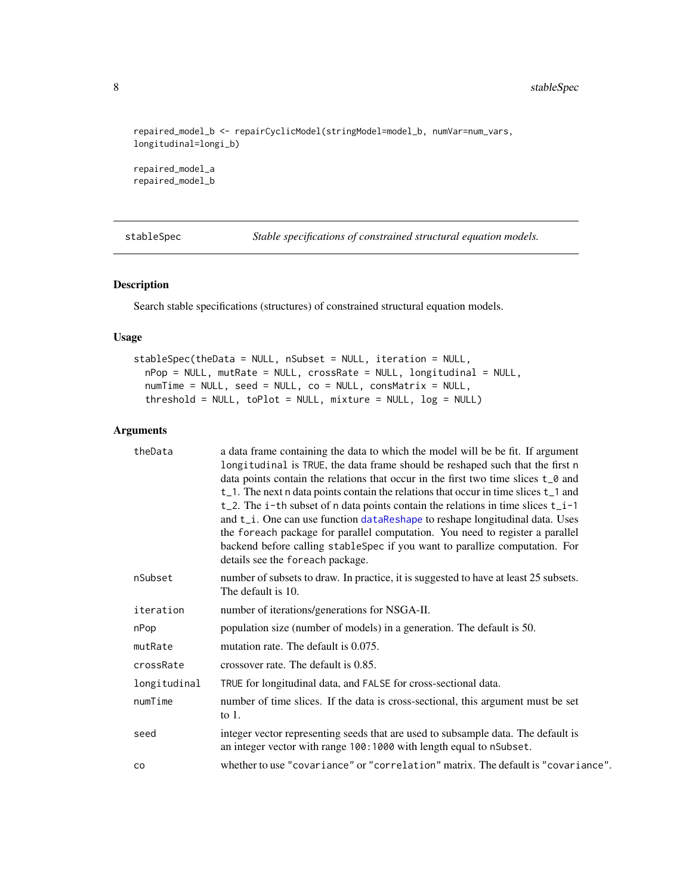```
repaired_model_b <- repairCyclicModel(stringModel=model_b, numVar=num_vars,
longitudinal=longi_b)

repaired_model_a
repaired_model_b
```

## stableSpec — *Stable specifications of constrained structural equation models.*

### Description

Search stable specifications (structures) of constrained structural equation models.

### Usage

```
stableSpec(theData = NULL, nSubset = NULL, iteration = NULL,
  nPop = NULL, mutRate = NULL, crossRate = NULL, longitudinal = NULL,
  numTime = NULL, seed = NULL, co = NULL, consMatrix = NULL,
  threshold = NULL, toPlot = NULL, mixture = NULL, log = NULL)
```

### Arguments

| | |
|---|---|
| `theData` | a data frame containing the data to which the model will be be fit. If argument `longitudinal` is `TRUE`, the data frame should be reshaped such that the first `n` data points contain the relations that occur in the first two time slices `t_0` and `t_1`. The next `n` data points contain the relations that occur in time slices `t_1` and `t_2`. The `i-th` subset of `n` data points contain the relations in time slices `t_i-1` and `t_i`. One can use function `dataReshape` to reshape longitudinal data. Uses the `foreach` package for parallel computation. You need to register a parallel backend before calling `stableSpec` if you want to parallize computation. For details see the `foreach` package. |
| `nSubset` | number of subsets to draw. In practice, it is suggested to have at least 25 subsets. The default is 10. |
| `iteration` | number of iterations/generations for NSGA-II. |
| `nPop` | population size (number of models) in a generation. The default is 50. |
| `mutRate` | mutation rate. The default is 0.075. |
| `crossRate` | crossover rate. The default is 0.85. |
| `longitudinal` | `TRUE` for longitudinal data, and `FALSE` for cross-sectional data. |
| `numTime` | number of time slices. If the data is cross-sectional, this argument must be set to 1. |
| `seed` | integer vector representing seeds that are used to subsample data. The default is an integer vector with range `100:1000` with length equal to `nSubset`. |
| `co` | whether to use `"covariance"` or `"correlation"` matrix. The default is `"covariance"`. |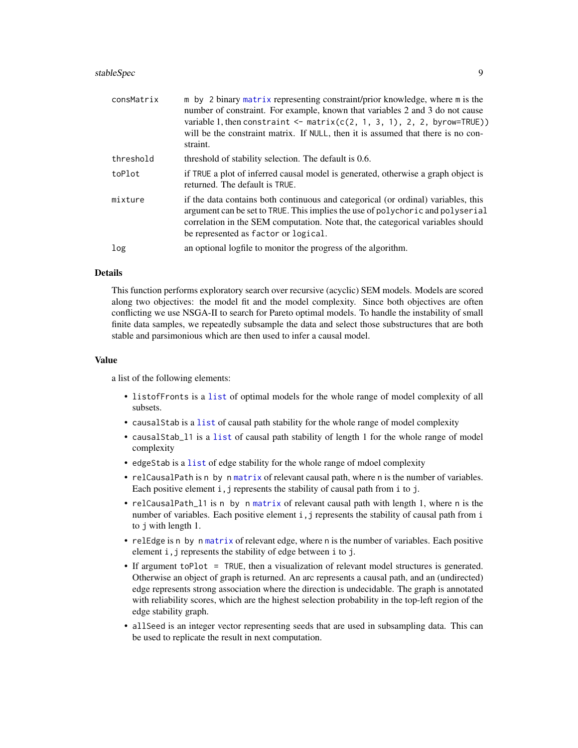| | |
|---|---|
| `consMatrix` | `m by 2` binary `matrix` representing constraint/prior knowledge, where `m` is the number of constraint. For example, known that variables 2 and 3 do not cause variable 1, then `constraint <- matrix(c(2, 1, 3, 1), 2, 2, byrow=TRUE))` will be the constraint matrix. If `NULL`, then it is assumed that there is no constraint. |
| `threshold` | threshold of stability selection. The default is 0.6. |
| `toPlot` | if `TRUE` a plot of inferred causal model is generated, otherwise a graph object is returned. The default is `TRUE`. |
| `mixture` | if the data contains both continuous and categorical (or ordinal) variables, this argument can be set to `TRUE`. This implies the use of `polychoric` and `polyserial` correlation in the SEM computation. Note that, the categorical variables should be represented as `factor` or `logical`. |
| `log` | an optional logfile to monitor the progress of the algorithm. |

## Details

This function performs exploratory search over recursive (acyclic) SEM models. Models are scored along two objectives: the model fit and the model complexity. Since both objectives are often conflicting we use NSGA-II to search for Pareto optimal models. To handle the instability of small finite data samples, we repeatedly subsample the data and select those substructures that are both stable and parsimonious which are then used to infer a causal model.

## Value

a list of the following elements:

- `listofFronts` is a `list` of optimal models for the whole range of model complexity of all subsets.
- `causalStab` is a `list` of causal path stability for the whole range of model complexity
- `causalStab_l1` is a `list` of causal path stability of length 1 for the whole range of model complexity
- `edgeStab` is a `list` of edge stability for the whole range of mdoel complexity
- `relCausalPath` is `n by n` `matrix` of relevant causal path, where `n` is the number of variables. Each positive element `i,j` represents the stability of causal path from `i` to `j`.
- `relCausalPath_l1` is `n by n` `matrix` of relevant causal path with length 1, where `n` is the number of variables. Each positive element `i,j` represents the stability of causal path from `i` to `j` with length 1.
- `relEdge` is `n by n` `matrix` of relevant edge, where `n` is the number of variables. Each positive element `i,j` represents the stability of edge between `i` to `j`.
- If argument `toPlot = TRUE`, then a visualization of relevant model structures is generated. Otherwise an object of graph is returned. An arc represents a causal path, and an (undirected) edge represents strong association where the direction is undecidable. The graph is annotated with reliability scores, which are the highest selection probability in the top-left region of the edge stability graph.
- `allSeed` is an integer vector representing seeds that are used in subsampling data. This can be used to replicate the result in next computation.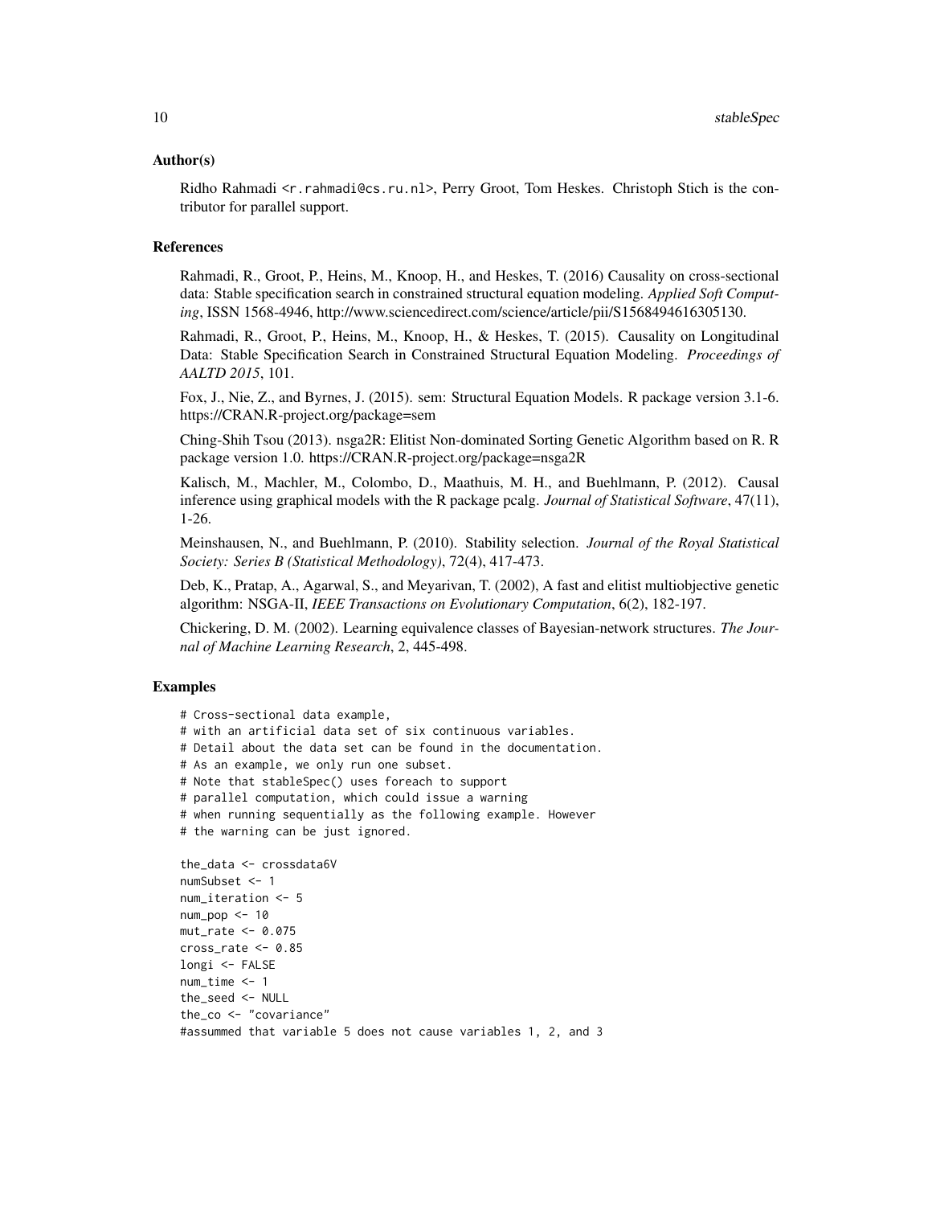### Author(s)

Ridho Rahmadi <r.rahmadi@cs.ru.nl>, Perry Groot, Tom Heskes. Christoph Stich is the contributor for parallel support.

### References

Rahmadi, R., Groot, P., Heins, M., Knoop, H., and Heskes, T. (2016) Causality on cross-sectional data: Stable specification search in constrained structural equation modeling. *Applied Soft Computing*, ISSN 1568-4946, http://www.sciencedirect.com/science/article/pii/S1568494616305130.

Rahmadi, R., Groot, P., Heins, M., Knoop, H., & Heskes, T. (2015). Causality on Longitudinal Data: Stable Specification Search in Constrained Structural Equation Modeling. *Proceedings of AALTD 2015*, 101.

Fox, J., Nie, Z., and Byrnes, J. (2015). sem: Structural Equation Models. R package version 3.1-6. https://CRAN.R-project.org/package=sem

Ching-Shih Tsou (2013). nsga2R: Elitist Non-dominated Sorting Genetic Algorithm based on R. R package version 1.0. https://CRAN.R-project.org/package=nsga2R

Kalisch, M., Machler, M., Colombo, D., Maathuis, M. H., and Buehlmann, P. (2012). Causal inference using graphical models with the R package pcalg. *Journal of Statistical Software*, 47(11), 1-26.

Meinshausen, N., and Buehlmann, P. (2010). Stability selection. *Journal of the Royal Statistical Society: Series B (Statistical Methodology)*, 72(4), 417-473.

Deb, K., Pratap, A., Agarwal, S., and Meyarivan, T. (2002), A fast and elitist multiobjective genetic algorithm: NSGA-II, *IEEE Transactions on Evolutionary Computation*, 6(2), 182-197.

Chickering, D. M. (2002). Learning equivalence classes of Bayesian-network structures. *The Journal of Machine Learning Research*, 2, 445-498.

### Examples

```
# Cross-sectional data example,
# with an artificial data set of six continuous variables.
# Detail about the data set can be found in the documentation.
# As an example, we only run one subset.
# Note that stableSpec() uses foreach to support
# parallel computation, which could issue a warning
# when running sequentially as the following example. However
# the warning can be just ignored.

the_data <- crossdata6V
numSubset <- 1
num_iteration <- 5
num_pop <- 10
mut_rate <- 0.075
cross_rate <- 0.85
longi <- FALSE
num_time <- 1
the_seed <- NULL
the_co <- "covariance"
#assummed that variable 5 does not cause variables 1, 2, and 3
```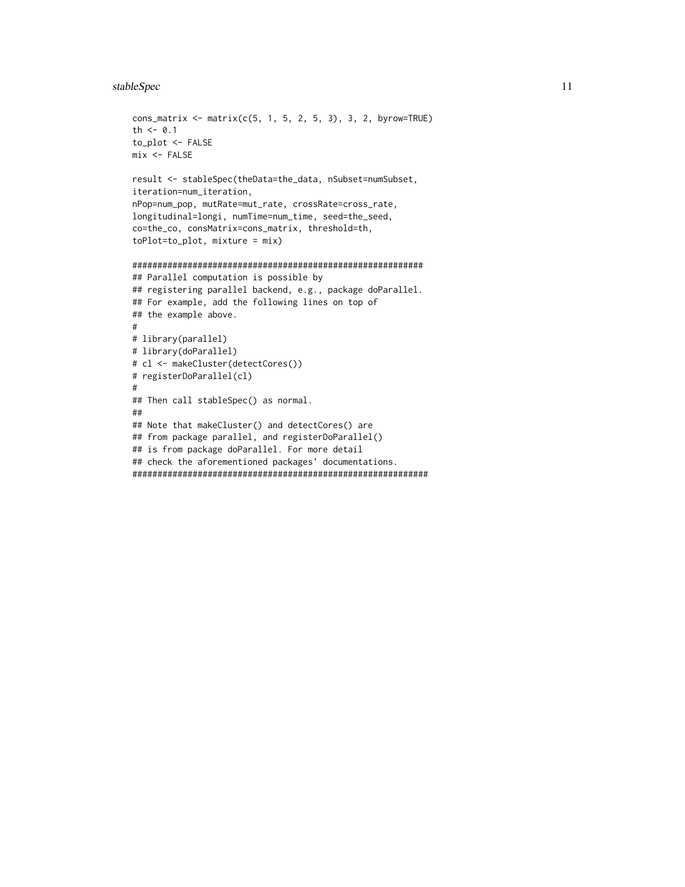```
cons_matrix <- matrix(c(5, 1, 5, 2, 5, 3), 3, 2, byrow=TRUE)
th <- 0.1
to_plot <- FALSE
mix <- FALSE

result <- stableSpec(theData=the_data, nSubset=numSubset,
iteration=num_iteration,
nPop=num_pop, mutRate=mut_rate, crossRate=cross_rate,
longitudinal=longi, numTime=num_time, seed=the_seed,
co=the_co, consMatrix=cons_matrix, threshold=th,
toPlot=to_plot, mixture = mix)

#########################################################
## Parallel computation is possible by
## registering parallel backend, e.g., package doParallel.
## For example, add the following lines on top of
## the example above.
#
# library(parallel)
# library(doParallel)
# cl <- makeCluster(detectCores())
# registerDoParallel(cl)
#
## Then call stableSpec() as normal.
##
## Note that makeCluster() and detectCores() are
## from package parallel, and registerDoParallel()
## is from package doParallel. For more detail
## check the aforementioned packages' documentations.
##########################################################
```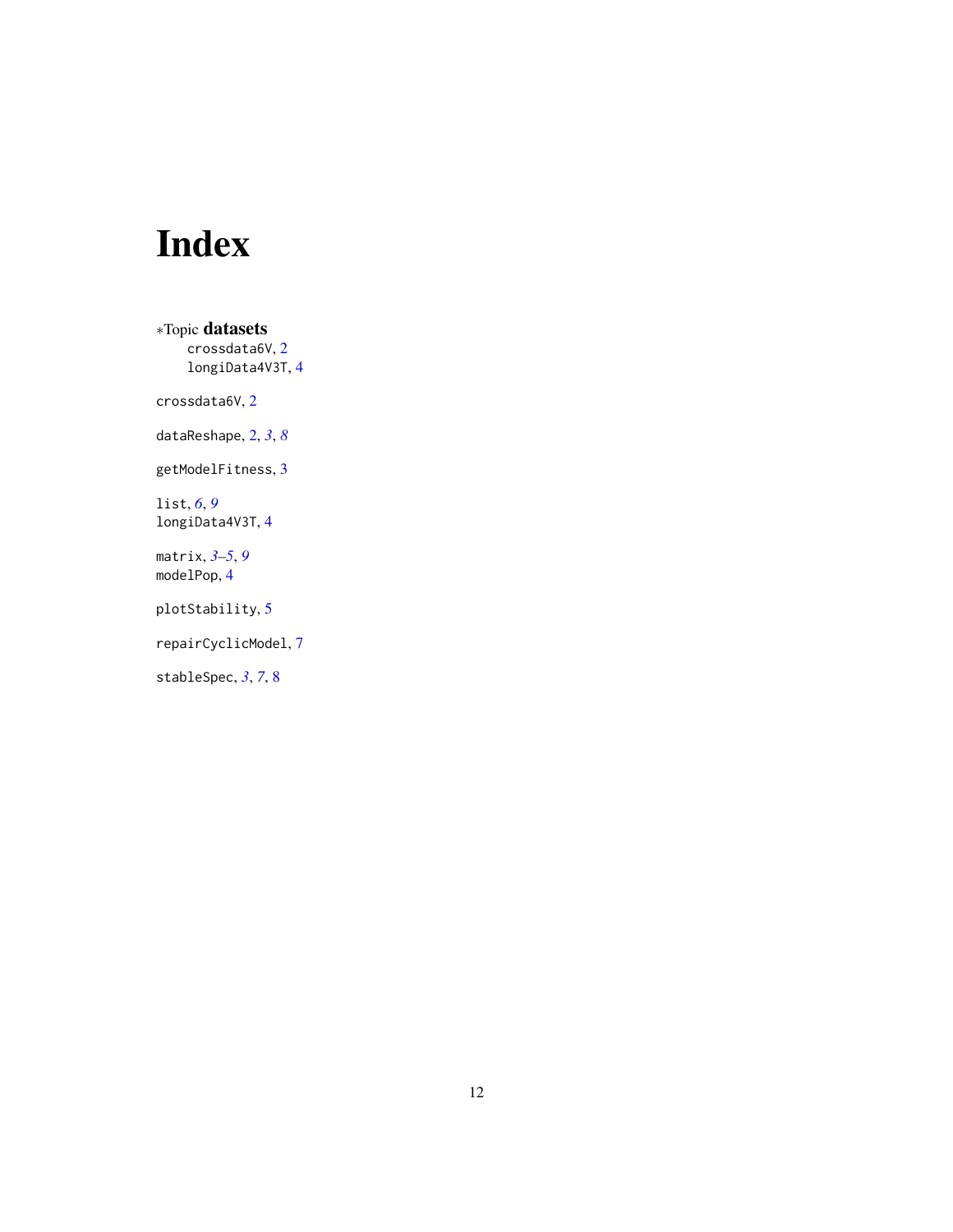# Index

*Topic **datasets**
  crossdata6V, 2
  longiData4V3T, 4

crossdata6V, 2

dataReshape, 2, *3*, *8*

getModelFitness, 3

list, *6*, *9*
longiData4V3T, 4

matrix, *3–5*, *9*
modelPop, 4

plotStability, 5

repairCyclicModel, 7

stableSpec, *3*, *7*, 8